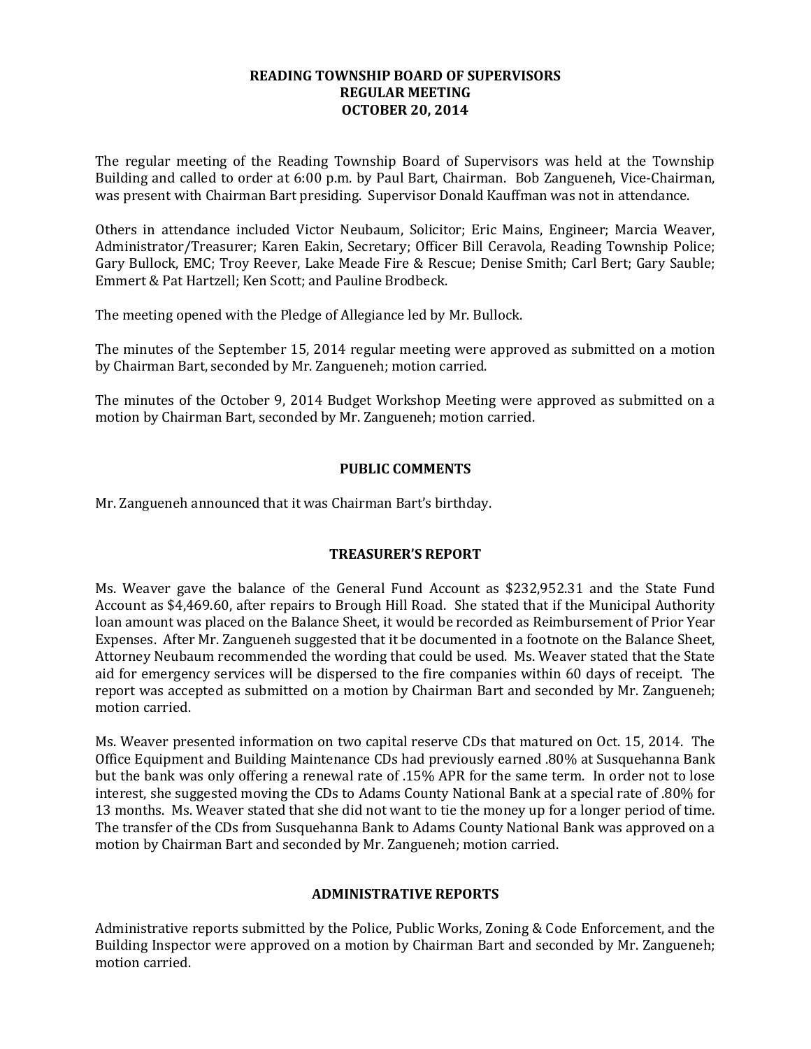# READING TOWNSHIP BOARD OF SUPERVISORS
## REGULAR MEETING
## OCTOBER 20, 2014

The regular meeting of the Reading Township Board of Supervisors was held at the Township Building and called to order at 6:00 p.m. by Paul Bart, Chairman. Bob Zangueneh, Vice-Chairman, was present with Chairman Bart presiding. Supervisor Donald Kauffman was not in attendance.

Others in attendance included Victor Neubaum, Solicitor; Eric Mains, Engineer; Marcia Weaver, Administrator/Treasurer; Karen Eakin, Secretary; Officer Bill Ceravola, Reading Township Police; Gary Bullock, EMC; Troy Reever, Lake Meade Fire & Rescue; Denise Smith; Carl Bert; Gary Sauble; Emmert & Pat Hartzell; Ken Scott; and Pauline Brodbeck.

The meeting opened with the Pledge of Allegiance led by Mr. Bullock.

The minutes of the September 15, 2014 regular meeting were approved as submitted on a motion by Chairman Bart, seconded by Mr. Zangueneh; motion carried.

The minutes of the October 9, 2014 Budget Workshop Meeting were approved as submitted on a motion by Chairman Bart, seconded by Mr. Zangueneh; motion carried.

### PUBLIC COMMENTS

Mr. Zangueneh announced that it was Chairman Bart's birthday.

### TREASURER'S REPORT

Ms. Weaver gave the balance of the General Fund Account as $232,952.31 and the State Fund Account as $4,469.60, after repairs to Brough Hill Road. She stated that if the Municipal Authority loan amount was placed on the Balance Sheet, it would be recorded as Reimbursement of Prior Year Expenses. After Mr. Zangueneh suggested that it be documented in a footnote on the Balance Sheet, Attorney Neubaum recommended the wording that could be used. Ms. Weaver stated that the State aid for emergency services will be dispersed to the fire companies within 60 days of receipt. The report was accepted as submitted on a motion by Chairman Bart and seconded by Mr. Zangueneh; motion carried.

Ms. Weaver presented information on two capital reserve CDs that matured on Oct. 15, 2014. The Office Equipment and Building Maintenance CDs had previously earned .80% at Susquehanna Bank but the bank was only offering a renewal rate of .15% APR for the same term. In order not to lose interest, she suggested moving the CDs to Adams County National Bank at a special rate of .80% for 13 months. Ms. Weaver stated that she did not want to tie the money up for a longer period of time. The transfer of the CDs from Susquehanna Bank to Adams County National Bank was approved on a motion by Chairman Bart and seconded by Mr. Zangueneh; motion carried.

### ADMINISTRATIVE REPORTS

Administrative reports submitted by the Police, Public Works, Zoning & Code Enforcement, and the Building Inspector were approved on a motion by Chairman Bart and seconded by Mr. Zangueneh; motion carried.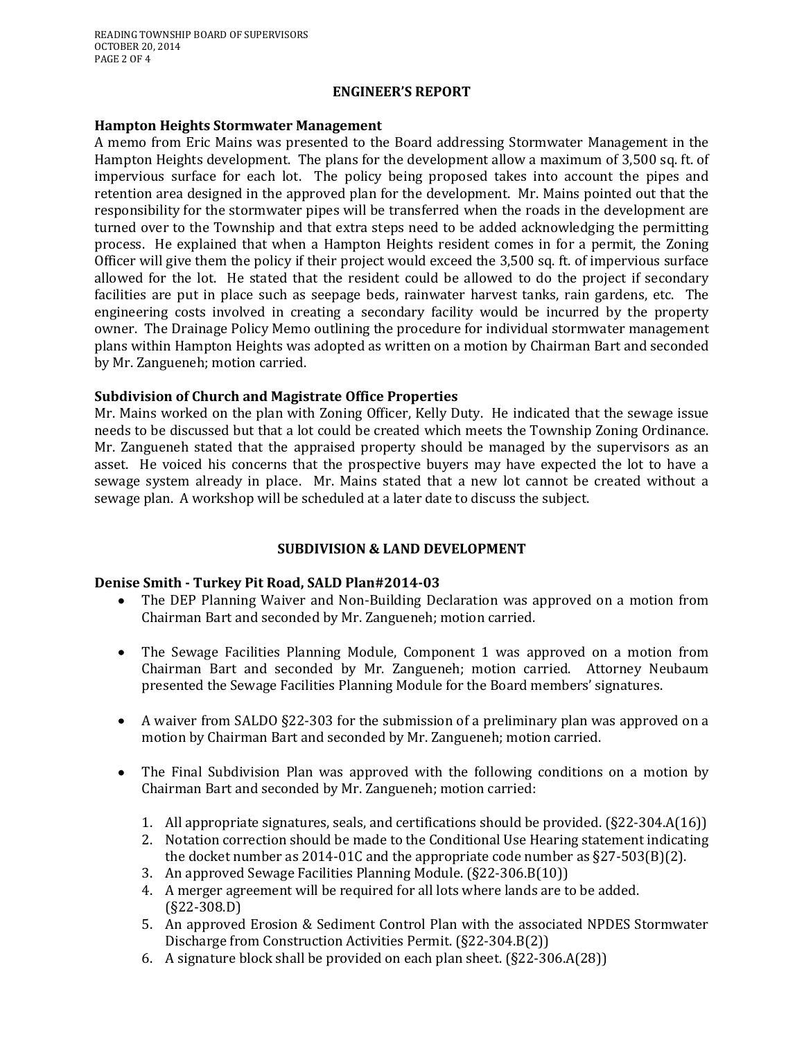## ENGINEER'S REPORT

### Hampton Heights Stormwater Management

A memo from Eric Mains was presented to the Board addressing Stormwater Management in the Hampton Heights development. The plans for the development allow a maximum of 3,500 sq. ft. of impervious surface for each lot. The policy being proposed takes into account the pipes and retention area designed in the approved plan for the development. Mr. Mains pointed out that the responsibility for the stormwater pipes will be transferred when the roads in the development are turned over to the Township and that extra steps need to be added acknowledging the permitting process. He explained that when a Hampton Heights resident comes in for a permit, the Zoning Officer will give them the policy if their project would exceed the 3,500 sq. ft. of impervious surface allowed for the lot. He stated that the resident could be allowed to do the project if secondary facilities are put in place such as seepage beds, rainwater harvest tanks, rain gardens, etc. The engineering costs involved in creating a secondary facility would be incurred by the property owner. The Drainage Policy Memo outlining the procedure for individual stormwater management plans within Hampton Heights was adopted as written on a motion by Chairman Bart and seconded by Mr. Zangueneh; motion carried.

### Subdivision of Church and Magistrate Office Properties

Mr. Mains worked on the plan with Zoning Officer, Kelly Duty. He indicated that the sewage issue needs to be discussed but that a lot could be created which meets the Township Zoning Ordinance. Mr. Zangueneh stated that the appraised property should be managed by the supervisors as an asset. He voiced his concerns that the prospective buyers may have expected the lot to have a sewage system already in place. Mr. Mains stated that a new lot cannot be created without a sewage plan. A workshop will be scheduled at a later date to discuss the subject.

## SUBDIVISION & LAND DEVELOPMENT

### Denise Smith - Turkey Pit Road, SALD Plan#2014-03

- The DEP Planning Waiver and Non-Building Declaration was approved on a motion from Chairman Bart and seconded by Mr. Zangueneh; motion carried.
- The Sewage Facilities Planning Module, Component 1 was approved on a motion from Chairman Bart and seconded by Mr. Zangueneh; motion carried. Attorney Neubaum presented the Sewage Facilities Planning Module for the Board members' signatures.
- A waiver from SALDO §22-303 for the submission of a preliminary plan was approved on a motion by Chairman Bart and seconded by Mr. Zangueneh; motion carried.
- The Final Subdivision Plan was approved with the following conditions on a motion by Chairman Bart and seconded by Mr. Zangueneh; motion carried:
  1. All appropriate signatures, seals, and certifications should be provided. (§22-304.A(16))
  2. Notation correction should be made to the Conditional Use Hearing statement indicating the docket number as 2014-01C and the appropriate code number as §27-503(B)(2).
  3. An approved Sewage Facilities Planning Module. (§22-306.B(10))
  4. A merger agreement will be required for all lots where lands are to be added. (§22-308.D)
  5. An approved Erosion & Sediment Control Plan with the associated NPDES Stormwater Discharge from Construction Activities Permit. (§22-304.B(2))
  6. A signature block shall be provided on each plan sheet. (§22-306.A(28))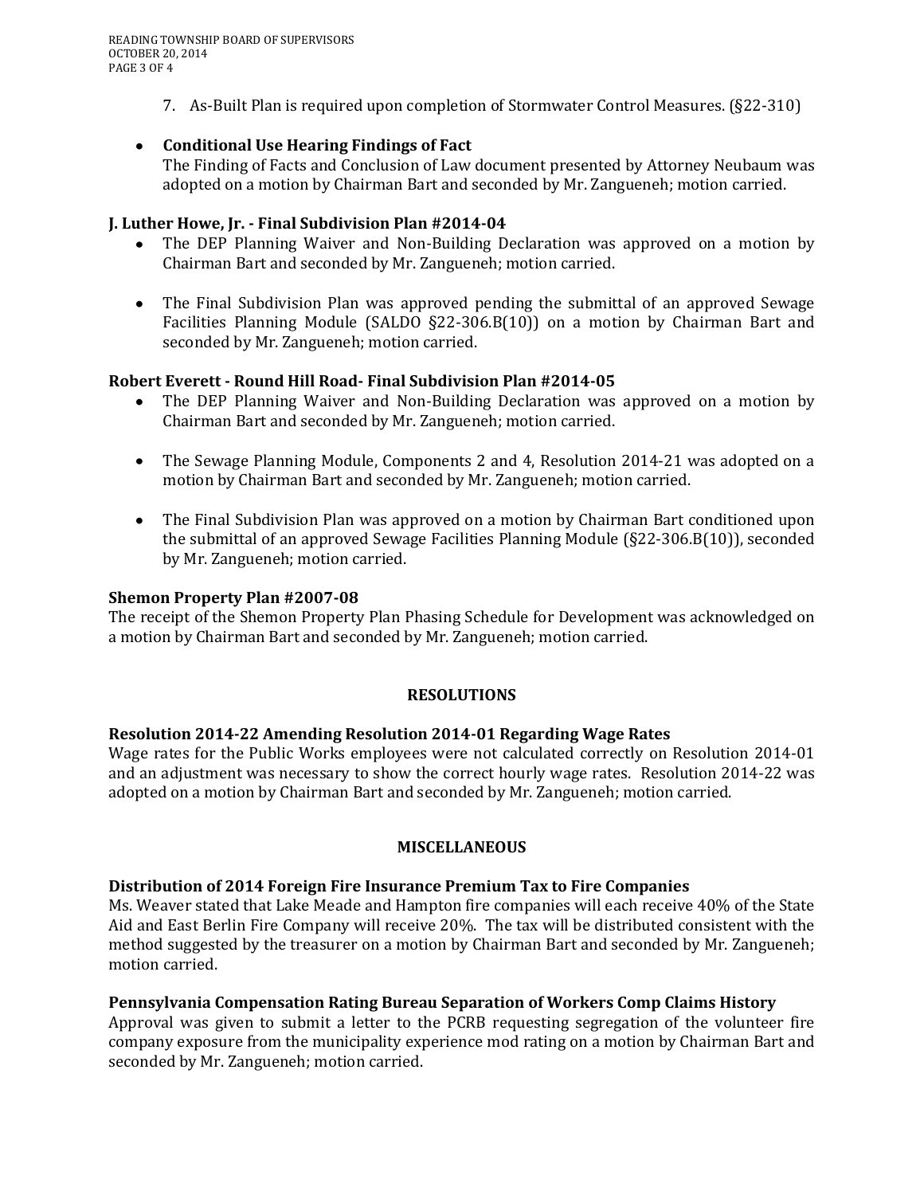7. As-Built Plan is required upon completion of Stormwater Control Measures. (§22-310)

- **Conditional Use Hearing Findings of Fact**
  The Finding of Facts and Conclusion of Law document presented by Attorney Neubaum was adopted on a motion by Chairman Bart and seconded by Mr. Zangueneh; motion carried.

**J. Luther Howe, Jr. - Final Subdivision Plan #2014-04**

- The DEP Planning Waiver and Non-Building Declaration was approved on a motion by Chairman Bart and seconded by Mr. Zangueneh; motion carried.

- The Final Subdivision Plan was approved pending the submittal of an approved Sewage Facilities Planning Module (SALDO §22-306.B(10)) on a motion by Chairman Bart and seconded by Mr. Zangueneh; motion carried.

**Robert Everett - Round Hill Road- Final Subdivision Plan #2014-05**

- The DEP Planning Waiver and Non-Building Declaration was approved on a motion by Chairman Bart and seconded by Mr. Zangueneh; motion carried.

- The Sewage Planning Module, Components 2 and 4, Resolution 2014-21 was adopted on a motion by Chairman Bart and seconded by Mr. Zangueneh; motion carried.

- The Final Subdivision Plan was approved on a motion by Chairman Bart conditioned upon the submittal of an approved Sewage Facilities Planning Module (§22-306.B(10)), seconded by Mr. Zangueneh; motion carried.

**Shemon Property Plan #2007-08**

The receipt of the Shemon Property Plan Phasing Schedule for Development was acknowledged on a motion by Chairman Bart and seconded by Mr. Zangueneh; motion carried.

## RESOLUTIONS

**Resolution 2014-22 Amending Resolution 2014-01 Regarding Wage Rates**

Wage rates for the Public Works employees were not calculated correctly on Resolution 2014-01 and an adjustment was necessary to show the correct hourly wage rates. Resolution 2014-22 was adopted on a motion by Chairman Bart and seconded by Mr. Zangueneh; motion carried.

## MISCELLANEOUS

**Distribution of 2014 Foreign Fire Insurance Premium Tax to Fire Companies**

Ms. Weaver stated that Lake Meade and Hampton fire companies will each receive 40% of the State Aid and East Berlin Fire Company will receive 20%. The tax will be distributed consistent with the method suggested by the treasurer on a motion by Chairman Bart and seconded by Mr. Zangueneh; motion carried.

**Pennsylvania Compensation Rating Bureau Separation of Workers Comp Claims History**

Approval was given to submit a letter to the PCRB requesting segregation of the volunteer fire company exposure from the municipality experience mod rating on a motion by Chairman Bart and seconded by Mr. Zangueneh; motion carried.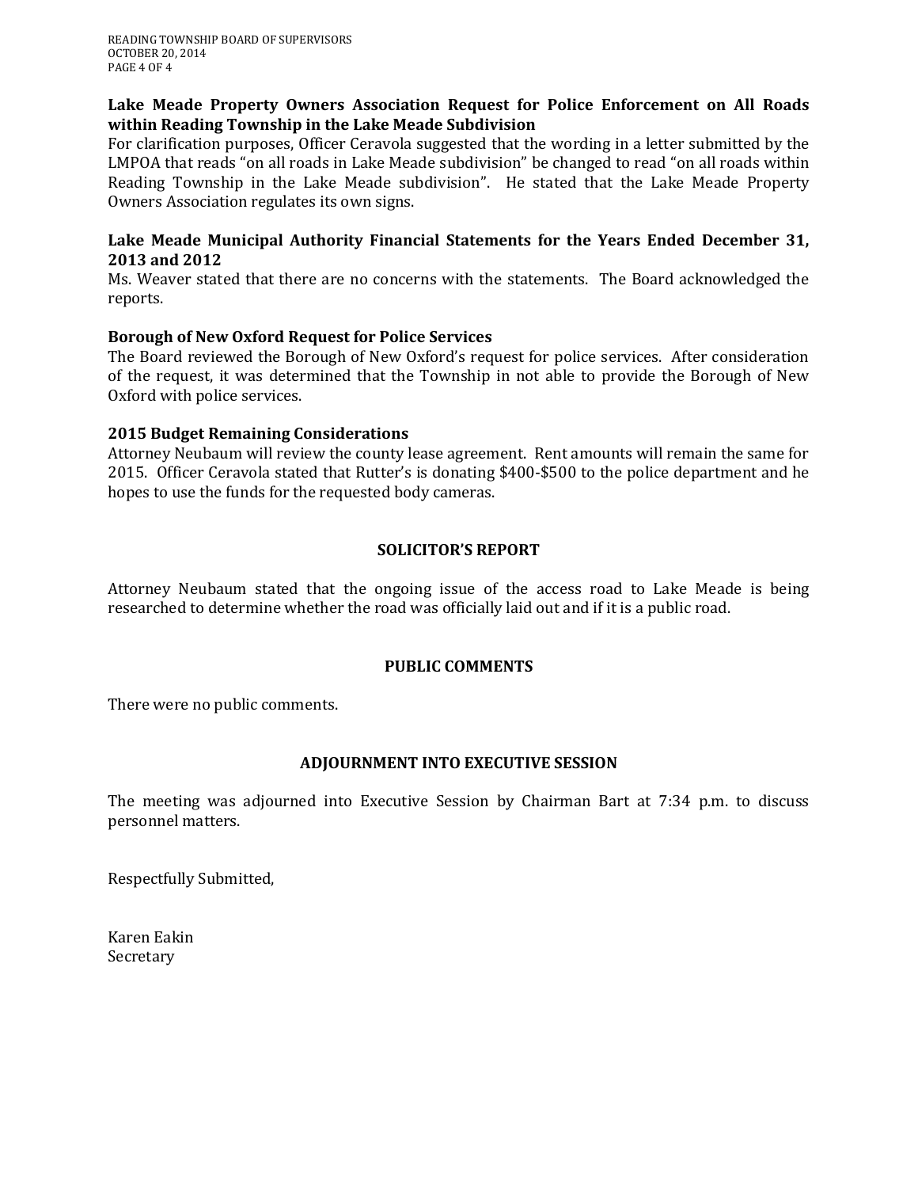**Lake Meade Property Owners Association Request for Police Enforcement on All Roads within Reading Township in the Lake Meade Subdivision**

For clarification purposes, Officer Ceravola suggested that the wording in a letter submitted by the LMPOA that reads "on all roads in Lake Meade subdivision" be changed to read "on all roads within Reading Township in the Lake Meade subdivision". He stated that the Lake Meade Property Owners Association regulates its own signs.

**Lake Meade Municipal Authority Financial Statements for the Years Ended December 31, 2013 and 2012**

Ms. Weaver stated that there are no concerns with the statements. The Board acknowledged the reports.

**Borough of New Oxford Request for Police Services**

The Board reviewed the Borough of New Oxford's request for police services. After consideration of the request, it was determined that the Township in not able to provide the Borough of New Oxford with police services.

**2015 Budget Remaining Considerations**

Attorney Neubaum will review the county lease agreement. Rent amounts will remain the same for 2015. Officer Ceravola stated that Rutter's is donating $400-$500 to the police department and he hopes to use the funds for the requested body cameras.

## SOLICITOR'S REPORT

Attorney Neubaum stated that the ongoing issue of the access road to Lake Meade is being researched to determine whether the road was officially laid out and if it is a public road.

## PUBLIC COMMENTS

There were no public comments.

## ADJOURNMENT INTO EXECUTIVE SESSION

The meeting was adjourned into Executive Session by Chairman Bart at 7:34 p.m. to discuss personnel matters.

Respectfully Submitted,

Karen Eakin
Secretary